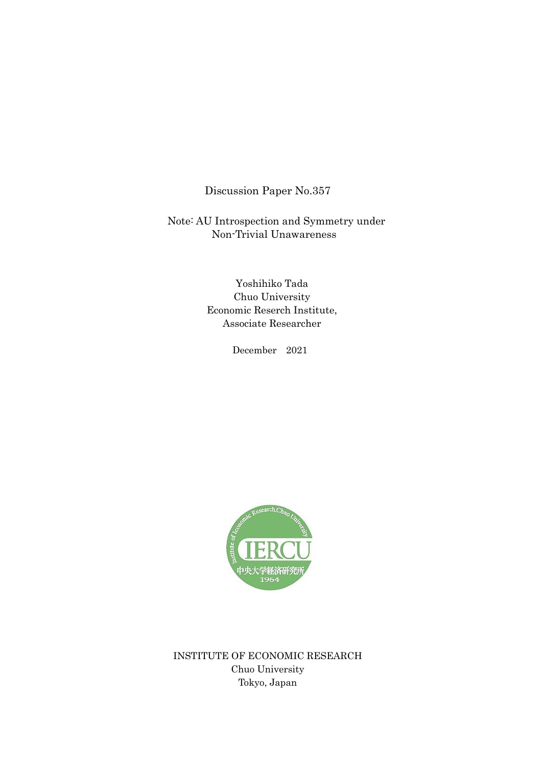Discussion Paper No.357

# Note: AU Introspection and Symmetry under Non-Trivial Unawareness

Yoshihiko Tada
Chuo University
Economic Reserch Institute,
Associate Researcher

December 2021

INSTITUTE OF ECONOMIC RESEARCH
Chuo University
Tokyo, Japan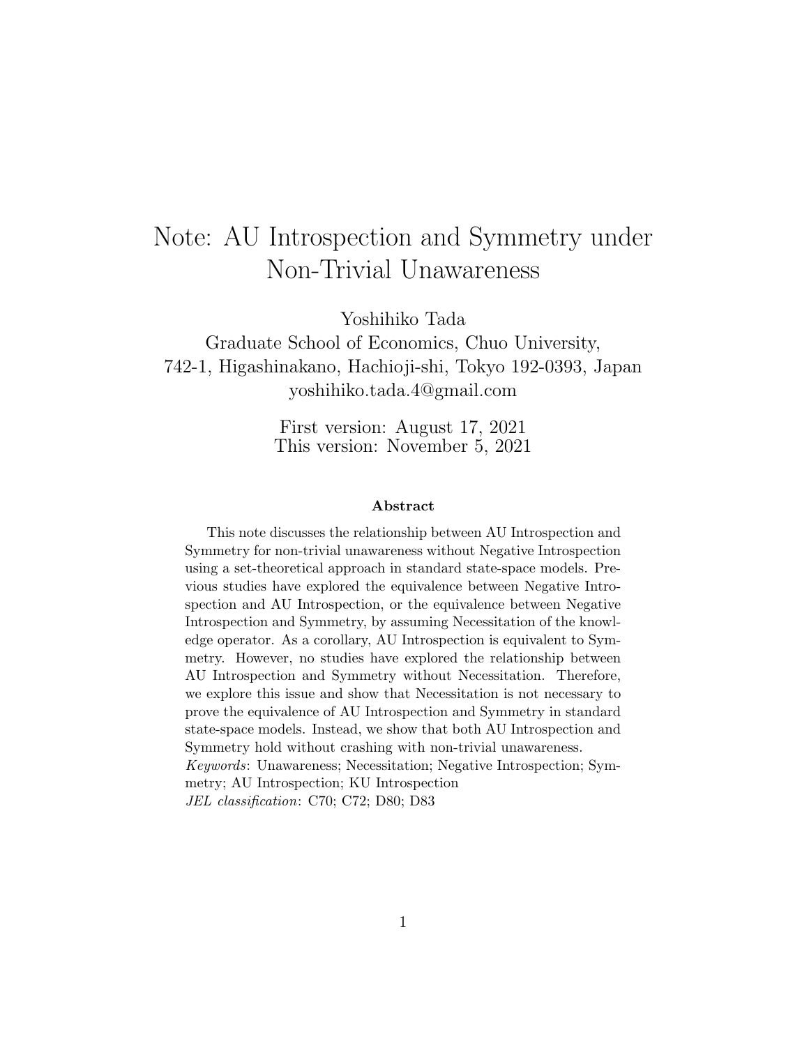# Note: AU Introspection and Symmetry under Non-Trivial Unawareness

Yoshihiko Tada

Graduate School of Economics, Chuo University,
742-1, Higashinakano, Hachioji-shi, Tokyo 192-0393, Japan
yoshihiko.tada.4@gmail.com

First version: August 17, 2021
This version: November 5, 2021

### Abstract

This note discusses the relationship between AU Introspection and Symmetry for non-trivial unawareness without Negative Introspection using a set-theoretical approach in standard state-space models. Previous studies have explored the equivalence between Negative Introspection and AU Introspection, or the equivalence between Negative Introspection and Symmetry, by assuming Necessitation of the knowledge operator. As a corollary, AU Introspection is equivalent to Symmetry. However, no studies have explored the relationship between AU Introspection and Symmetry without Necessitation. Therefore, we explore this issue and show that Necessitation is not necessary to prove the equivalence of AU Introspection and Symmetry in standard state-space models. Instead, we show that both AU Introspection and Symmetry hold without crashing with non-trivial unawareness.

*Keywords*: Unawareness; Necessitation; Negative Introspection; Symmetry; AU Introspection; KU Introspection

*JEL classification*: C70; C72; D80; D83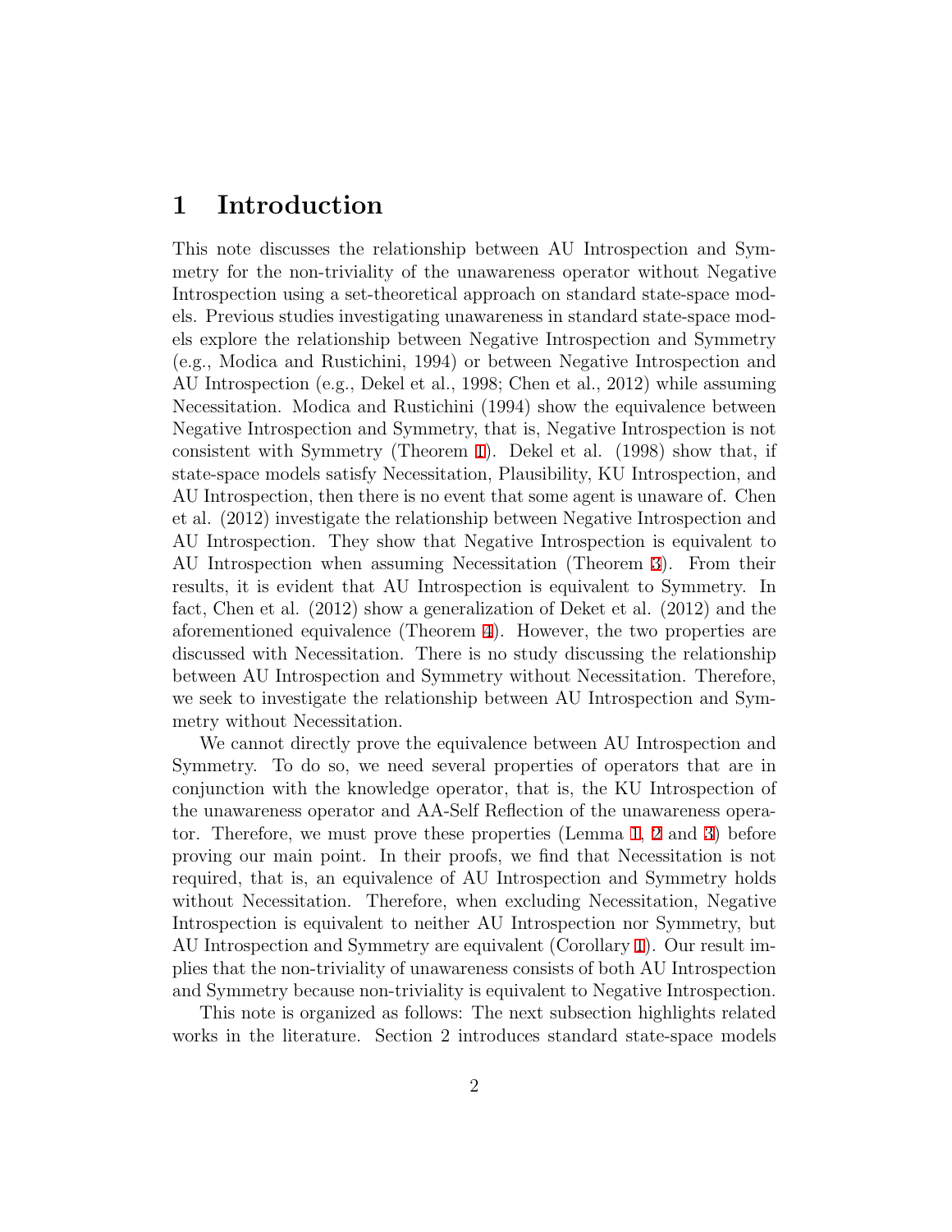# 1 Introduction

This note discusses the relationship between AU Introspection and Symmetry for the non-triviality of the unawareness operator without Negative Introspection using a set-theoretical approach on standard state-space models. Previous studies investigating unawareness in standard state-space models explore the relationship between Negative Introspection and Symmetry (e.g., Modica and Rustichini, 1994) or between Negative Introspection and AU Introspection (e.g., Dekel et al., 1998; Chen et al., 2012) while assuming Necessitation. Modica and Rustichini (1994) show the equivalence between Negative Introspection and Symmetry, that is, Negative Introspection is not consistent with Symmetry (Theorem 1). Dekel et al. (1998) show that, if state-space models satisfy Necessitation, Plausibility, KU Introspection, and AU Introspection, then there is no event that some agent is unaware of. Chen et al. (2012) investigate the relationship between Negative Introspection and AU Introspection. They show that Negative Introspection is equivalent to AU Introspection when assuming Necessitation (Theorem 3). From their results, it is evident that AU Introspection is equivalent to Symmetry. In fact, Chen et al. (2012) show a generalization of Deket et al. (2012) and the aforementioned equivalence (Theorem 4). However, the two properties are discussed with Necessitation. There is no study discussing the relationship between AU Introspection and Symmetry without Necessitation. Therefore, we seek to investigate the relationship between AU Introspection and Symmetry without Necessitation.

We cannot directly prove the equivalence between AU Introspection and Symmetry. To do so, we need several properties of operators that are in conjunction with the knowledge operator, that is, the KU Introspection of the unawareness operator and AA-Self Reflection of the unawareness operator. Therefore, we must prove these properties (Lemma 1, 2 and 3) before proving our main point. In their proofs, we find that Necessitation is not required, that is, an equivalence of AU Introspection and Symmetry holds without Necessitation. Therefore, when excluding Necessitation, Negative Introspection is equivalent to neither AU Introspection nor Symmetry, but AU Introspection and Symmetry are equivalent (Corollary 1). Our result implies that the non-triviality of unawareness consists of both AU Introspection and Symmetry because non-triviality is equivalent to Negative Introspection.

This note is organized as follows: The next subsection highlights related works in the literature. Section 2 introduces standard state-space models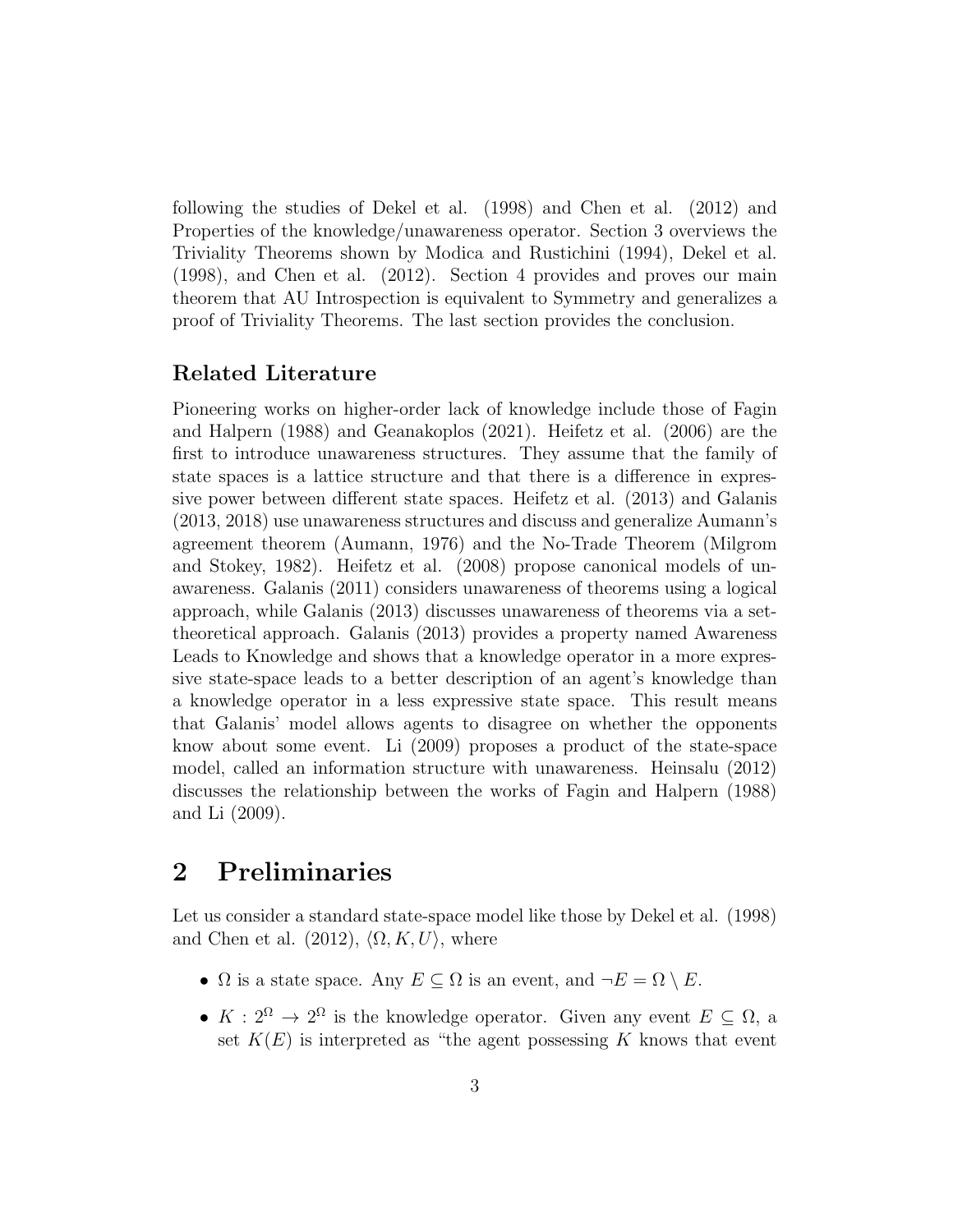following the studies of Dekel et al. (1998) and Chen et al. (2012) and Properties of the knowledge/unawareness operator. Section 3 overviews the Triviality Theorems shown by Modica and Rustichini (1994), Dekel et al. (1998), and Chen et al. (2012). Section 4 provides and proves our main theorem that AU Introspection is equivalent to Symmetry and generalizes a proof of Triviality Theorems. The last section provides the conclusion.

### Related Literature

Pioneering works on higher-order lack of knowledge include those of Fagin and Halpern (1988) and Geanakoplos (2021). Heifetz et al. (2006) are the first to introduce unawareness structures. They assume that the family of state spaces is a lattice structure and that there is a difference in expressive power between different state spaces. Heifetz et al. (2013) and Galanis (2013, 2018) use unawareness structures and discuss and generalize Aumann's agreement theorem (Aumann, 1976) and the No-Trade Theorem (Milgrom and Stokey, 1982). Heifetz et al. (2008) propose canonical models of unawareness. Galanis (2011) considers unawareness of theorems using a logical approach, while Galanis (2013) discusses unawareness of theorems via a set-theoretical approach. Galanis (2013) provides a property named Awareness Leads to Knowledge and shows that a knowledge operator in a more expressive state-space leads to a better description of an agent's knowledge than a knowledge operator in a less expressive state space. This result means that Galanis' model allows agents to disagree on whether the opponents know about some event. Li (2009) proposes a product of the state-space model, called an information structure with unawareness. Heinsalu (2012) discusses the relationship between the works of Fagin and Halpern (1988) and Li (2009).

# 2 Preliminaries

Let us consider a standard state-space model like those by Dekel et al. (1998) and Chen et al. (2012), $\langle \Omega, K, U \rangle$, where

- $\Omega$ is a state space. Any $E \subseteq \Omega$ is an event, and $\neg E = \Omega \setminus E$.
- $K : 2^{\Omega} \to 2^{\Omega}$ is the knowledge operator. Given any event $E \subseteq \Omega$, a set $K(E)$ is interpreted as "the agent possessing $K$ knows that event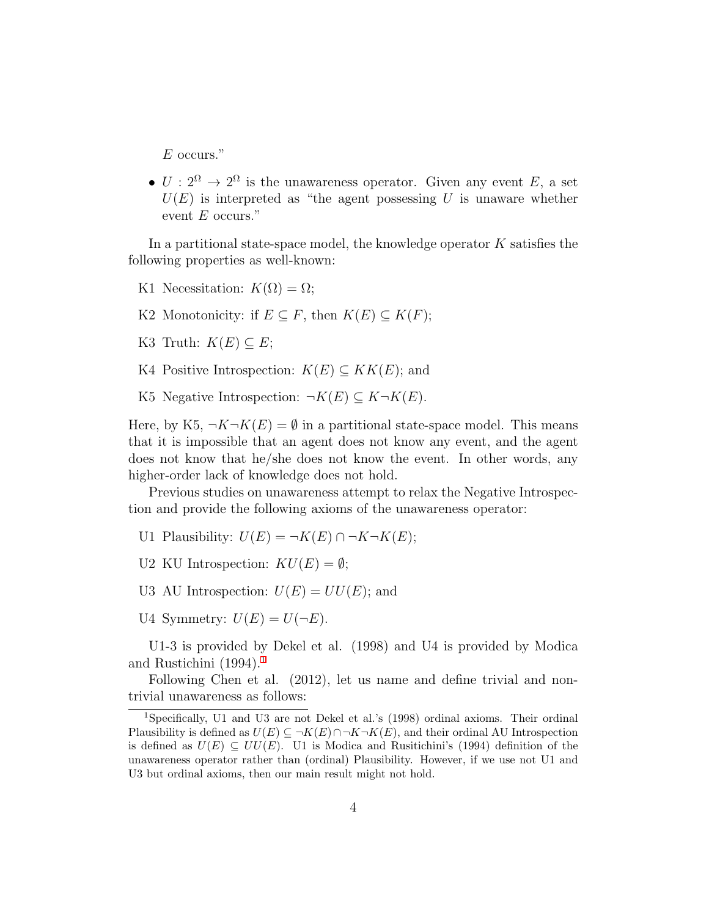$E$ occurs."

- $U : 2^\Omega \to 2^\Omega$ is the unawareness operator. Given any event $E$, a set $U(E)$ is interpreted as "the agent possessing $U$ is unaware whether event $E$ occurs."

In a partitional state-space model, the knowledge operator $K$ satisfies the following properties as well-known:

- K1 Necessitation: $K(\Omega) = \Omega$;
- K2 Monotonicity: if $E \subseteq F$, then $K(E) \subseteq K(F)$;
- K3 Truth: $K(E) \subseteq E$;
- K4 Positive Introspection: $K(E) \subseteq KK(E)$; and
- K5 Negative Introspection: $\neg K(E) \subseteq K\neg K(E)$.

Here, by K5, $\neg K \neg K(E) = \emptyset$ in a partitional state-space model. This means that it is impossible that an agent does not know any event, and the agent does not know that he/she does not know the event. In other words, any higher-order lack of knowledge does not hold.

Previous studies on unawareness attempt to relax the Negative Introspection and provide the following axioms of the unawareness operator:

- U1 Plausibility: $U(E) = \neg K(E) \cap \neg K \neg K(E)$;
- U2 KU Introspection: $KU(E) = \emptyset$;
- U3 AU Introspection: $U(E) = UU(E)$; and
- U4 Symmetry: $U(E) = U(\neg E)$.

U1-3 is provided by Dekel et al. (1998) and U4 is provided by Modica and Rustichini (1994).[1]

Following Chen et al. (2012), let us name and define trivial and non-trivial unawareness as follows:

[1] Specifically, U1 and U3 are not Dekel et al.'s (1998) ordinal axioms. Their ordinal Plausibility is defined as $U(E) \subseteq \neg K(E) \cap \neg K \neg K(E)$, and their ordinal AU Introspection is defined as $U(E) \subseteq UU(E)$. U1 is Modica and Rusitichini's (1994) definition of the unawareness operator rather than (ordinal) Plausibility. However, if we use not U1 and U3 but ordinal axioms, then our main result might not hold.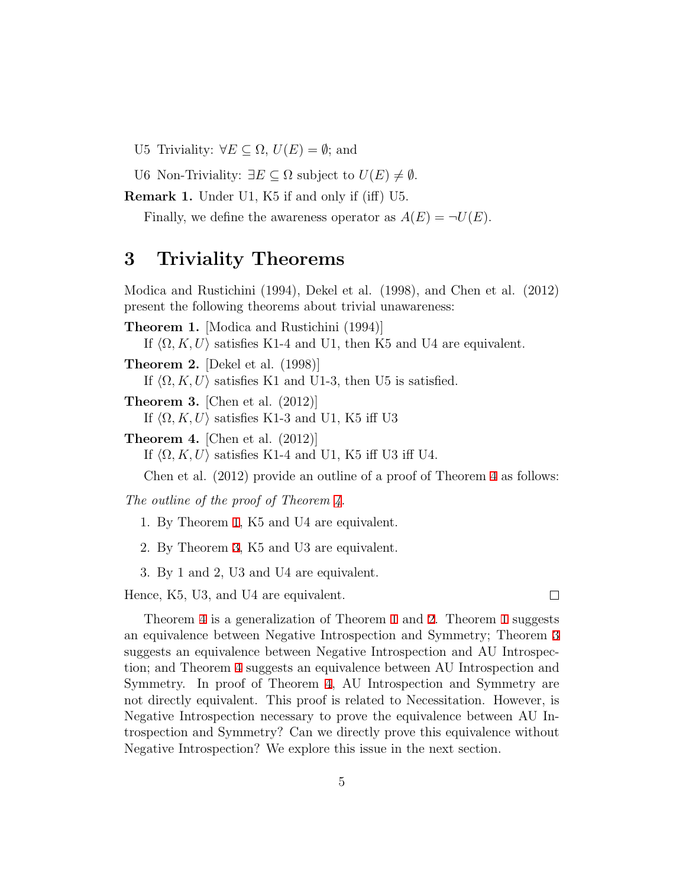- U5 Triviality: $\forall E \subseteq \Omega$, $U(E) = \emptyset$; and
- U6 Non-Triviality: $\exists E \subseteq \Omega$ subject to $U(E) \neq \emptyset$.

**Remark 1.** Under U1, K5 if and only if (iff) U5.

Finally, we define the awareness operator as $A(E) = \neg U(E)$.

# 3 Triviality Theorems

Modica and Rustichini (1994), Dekel et al. (1998), and Chen et al. (2012) present the following theorems about trivial unawareness:

**Theorem 1.** [Modica and Rustichini (1994)]
If $\langle \Omega, K, U \rangle$ satisfies K1-4 and U1, then K5 and U4 are equivalent.

**Theorem 2.** [Dekel et al. (1998)]
If $\langle \Omega, K, U \rangle$ satisfies K1 and U1-3, then U5 is satisfied.

**Theorem 3.** [Chen et al. (2012)]
If $\langle \Omega, K, U \rangle$ satisfies K1-3 and U1, K5 iff U3

**Theorem 4.** [Chen et al. (2012)]
If $\langle \Omega, K, U \rangle$ satisfies K1-4 and U1, K5 iff U3 iff U4.

Chen et al. (2012) provide an outline of a proof of Theorem 4 as follows:

*The outline of the proof of Theorem 4.*

1. By Theorem 1, K5 and U4 are equivalent.
2. By Theorem 3, K5 and U3 are equivalent.
3. By 1 and 2, U3 and U4 are equivalent.

Hence, K5, U3, and U4 are equivalent. □

Theorem 4 is a generalization of Theorem 1 and 2. Theorem 1 suggests an equivalence between Negative Introspection and Symmetry; Theorem 3 suggests an equivalence between Negative Introspection and AU Introspection; and Theorem 4 suggests an equivalence between AU Introspection and Symmetry. In proof of Theorem 4, AU Introspection and Symmetry are not directly equivalent. This proof is related to Necessitation. However, is Negative Introspection necessary to prove the equivalence between AU Introspection and Symmetry? Can we directly prove this equivalence without Negative Introspection? We explore this issue in the next section.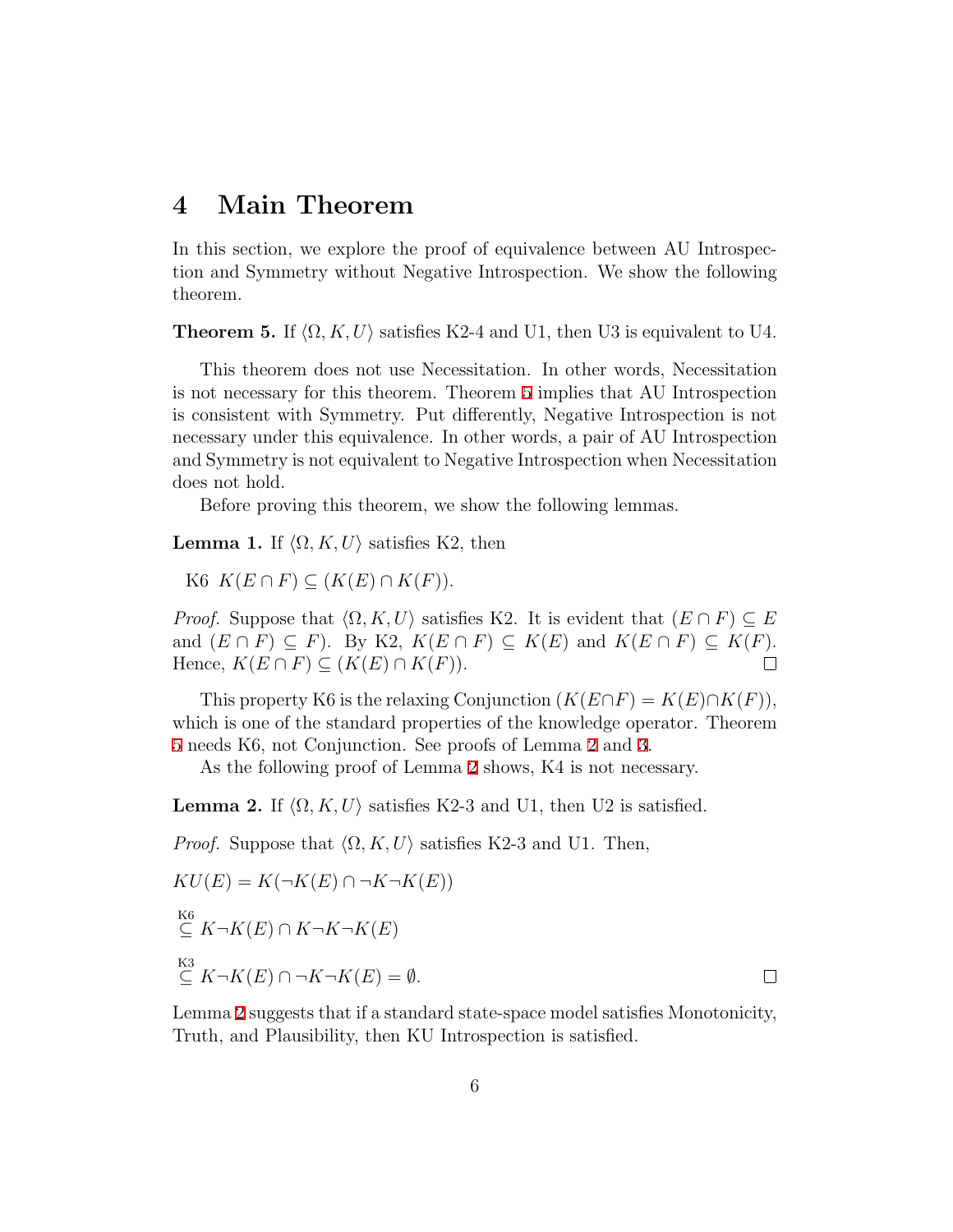# 4 Main Theorem

In this section, we explore the proof of equivalence between AU Introspection and Symmetry without Negative Introspection. We show the following theorem.

**Theorem 5.** If $\langle \Omega, K, U \rangle$ satisfies K2-4 and U1, then U3 is equivalent to U4.

This theorem does not use Necessitation. In other words, Necessitation is not necessary for this theorem. Theorem 5 implies that AU Introspection is consistent with Symmetry. Put differently, Negative Introspection is not necessary under this equivalence. In other words, a pair of AU Introspection and Symmetry is not equivalent to Negative Introspection when Necessitation does not hold.

Before proving this theorem, we show the following lemmas.

**Lemma 1.** If $\langle \Omega, K, U \rangle$ satisfies K2, then

K6 $K(E \cap F) \subseteq (K(E) \cap K(F))$.

*Proof.* Suppose that $\langle \Omega, K, U \rangle$ satisfies K2. It is evident that $(E \cap F) \subseteq E$ and $(E \cap F) \subseteq F)$. By K2, $K(E \cap F) \subseteq K(E)$ and $K(E \cap F) \subseteq K(F)$. Hence, $K(E \cap F) \subseteq (K(E) \cap K(F))$. □

This property K6 is the relaxing Conjunction ($K(E \cap F) = K(E) \cap K(F)$), which is one of the standard properties of the knowledge operator. Theorem 5 needs K6, not Conjunction. See proofs of Lemma 2 and 3.

As the following proof of Lemma 2 shows, K4 is not necessary.

**Lemma 2.** If $\langle \Omega, K, U \rangle$ satisfies K2-3 and U1, then U2 is satisfied.

*Proof.* Suppose that $\langle \Omega, K, U \rangle$ satisfies K2-3 and U1. Then,

$$KU(E) = K(\neg K(E) \cap \neg K \neg K(E))$$

$$\overset{\text{K6}}{\subseteq} K \neg K(E) \cap K \neg K \neg K(E)$$

$$\overset{\text{K3}}{\subseteq} K \neg K(E) \cap \neg K \neg K(E) = \emptyset.$$

□

Lemma 2 suggests that if a standard state-space model satisfies Monotonicity, Truth, and Plausibility, then KU Introspection is satisfied.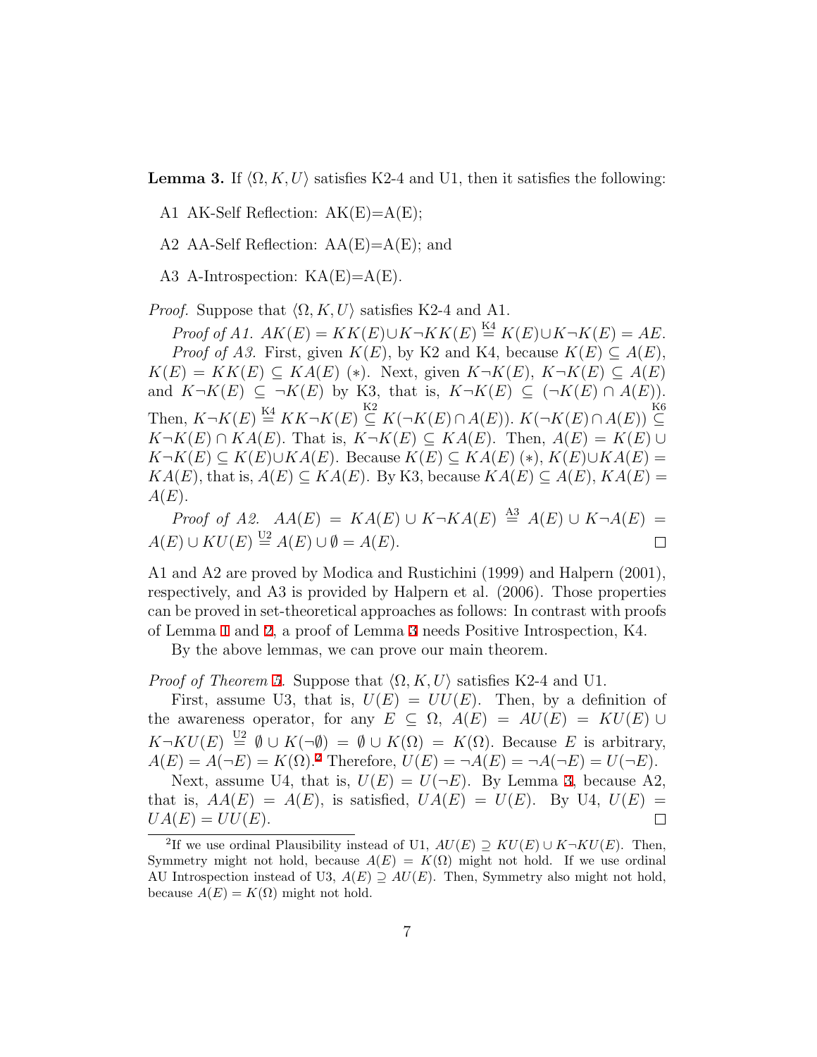**Lemma 3.** If $\langle \Omega, K, U \rangle$ satisfies K2-4 and U1, then it satisfies the following:

- A1 AK-Self Reflection: AK(E)=A(E);
- A2 AA-Self Reflection: AA(E)=A(E); and
- A3 A-Introspection: KA(E)=A(E).

*Proof.* Suppose that $\langle \Omega, K, U \rangle$ satisfies K2-4 and A1.

*Proof of A1.* $AK(E) = KK(E) \cup K\neg KK(E) \overset{\text{K4}}{=} K(E) \cup K\neg K(E) = AE$.

*Proof of A3.* First, given $K(E)$, by K2 and K4, because $K(E) \subseteq A(E)$, $K(E) = KK(E) \subseteq KA(E)$ $(*)$. Next, given $K\neg K(E)$, $K\neg K(E) \subseteq A(E)$ and $K\neg K(E) \subseteq \neg K(E)$ by K3, that is, $K\neg K(E) \subseteq (\neg K(E) \cap A(E))$. Then, $K\neg K(E) \overset{\text{K4}}{=} KK\neg K(E) \overset{\text{K2}}{\subseteq} K(\neg K(E) \cap A(E))$. $K(\neg K(E) \cap A(E)) \overset{\text{K6}}{\subseteq} K\neg K(E) \cap KA(E)$. That is, $K\neg K(E) \subseteq KA(E)$. Then, $A(E) = K(E) \cup K\neg K(E) \subseteq K(E) \cup KA(E)$. Because $K(E) \subseteq KA(E)$ $(*)$, $K(E) \cup KA(E) = KA(E)$, that is, $A(E) \subseteq KA(E)$. By K3, because $KA(E) \subseteq A(E)$, $KA(E) = A(E)$.

*Proof of A2.* $AA(E) = KA(E) \cup K\neg KA(E) \overset{\text{A3}}{=} A(E) \cup K\neg A(E) = A(E) \cup KU(E) \overset{\text{U2}}{=} A(E) \cup \emptyset = A(E)$. □

A1 and A2 are proved by Modica and Rustichini (1999) and Halpern (2001), respectively, and A3 is provided by Halpern et al. (2006). Those properties can be proved in set-theoretical approaches as follows: In contrast with proofs of Lemma 1 and 2, a proof of Lemma 3 needs Positive Introspection, K4.

By the above lemmas, we can prove our main theorem.

*Proof of Theorem 5.* Suppose that $\langle \Omega, K, U \rangle$ satisfies K2-4 and U1.

First, assume U3, that is, $U(E) = UU(E)$. Then, by a definition of the awareness operator, for any $E \subseteq \Omega$, $A(E) = AU(E) = KU(E) \cup K\neg KU(E) \overset{\text{U2}}{=} \emptyset \cup K(\neg\emptyset) = \emptyset \cup K(\Omega) = K(\Omega)$. Because $E$ is arbitrary, $A(E) = A(\neg E) = K(\Omega)$.[2] Therefore, $U(E) = \neg A(E) = \neg A(\neg E) = U(\neg E)$.

Next, assume U4, that is, $U(E) = U(\neg E)$. By Lemma 3, because A2, that is, $AA(E) = A(E)$, is satisfied, $UA(E) = U(E)$. By U4, $U(E) = UA(E) = UU(E)$. □

[2] If we use ordinal Plausibility instead of U1, $AU(E) \supseteq KU(E) \cup K\neg KU(E)$. Then, Symmetry might not hold, because $A(E) = K(\Omega)$ might not hold. If we use ordinal AU Introspection instead of U3, $A(E) \supseteq AU(E)$. Then, Symmetry also might not hold, because $A(E) = K(\Omega)$ might not hold.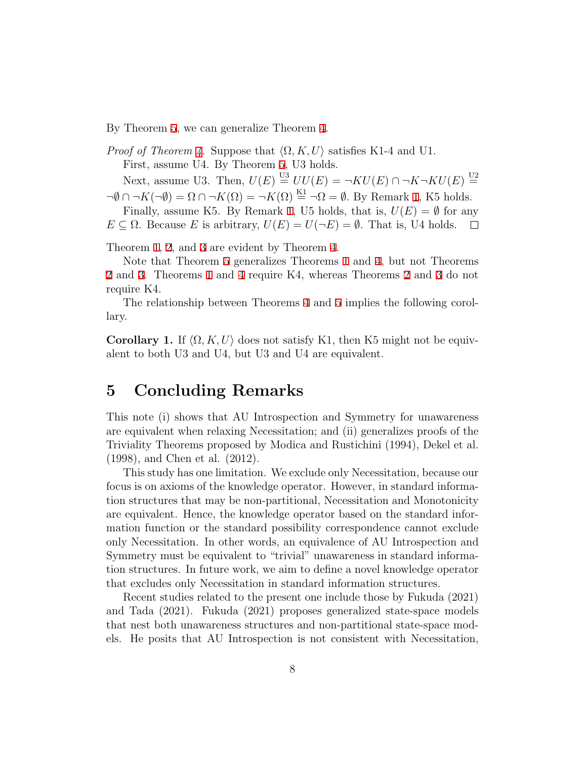By Theorem 5, we can generalize Theorem 4.

*Proof of Theorem 4.* Suppose that $\langle \Omega, K, U \rangle$ satisfies K1-4 and U1.

First, assume U4. By Theorem 5, U3 holds.

Next, assume U3. Then, $U(E) \overset{\text{U3}}{=} UU(E) = \neg KU(E) \cap \neg K \neg KU(E) \overset{\text{U2}}{=} \neg \emptyset \cap \neg K(\neg \emptyset) = \Omega \cap \neg K(\Omega) = \neg K(\Omega) \overset{\text{K1}}{=} \neg \Omega = \emptyset$. By Remark 1, K5 holds.

Finally, assume K5. By Remark 1, U5 holds, that is, $U(E) = \emptyset$ for any $E \subseteq \Omega$. Because $E$ is arbitrary, $U(E) = U(\neg E) = \emptyset$. That is, U4 holds. $\square$

Theorem 1, 2, and 3 are evident by Theorem 4.

Note that Theorem 5 generalizes Theorems 1 and 4, but not Theorems 2 and 3. Theorems 1 and 4 require K4, whereas Theorems 2 and 3 do not require K4.

The relationship between Theorems 4 and 5 implies the following corollary.

**Corollary 1.** If $\langle \Omega, K, U \rangle$ does not satisfy K1, then K5 might not be equivalent to both U3 and U4, but U3 and U4 are equivalent.

# 5 Concluding Remarks

This note (i) shows that AU Introspection and Symmetry for unawareness are equivalent when relaxing Necessitation; and (ii) generalizes proofs of the Triviality Theorems proposed by Modica and Rustichini (1994), Dekel et al. (1998), and Chen et al. (2012).

This study has one limitation. We exclude only Necessitation, because our focus is on axioms of the knowledge operator. However, in standard information structures that may be non-partitional, Necessitation and Monotonicity are equivalent. Hence, the knowledge operator based on the standard information function or the standard possibility correspondence cannot exclude only Necessitation. In other words, an equivalence of AU Introspection and Symmetry must be equivalent to "trivial" unawareness in standard information structures. In future work, we aim to define a novel knowledge operator that excludes only Necessitation in standard information structures.

Recent studies related to the present one include those by Fukuda (2021) and Tada (2021). Fukuda (2021) proposes generalized state-space models that nest both unawareness structures and non-partitional state-space models. He posits that AU Introspection is not consistent with Necessitation,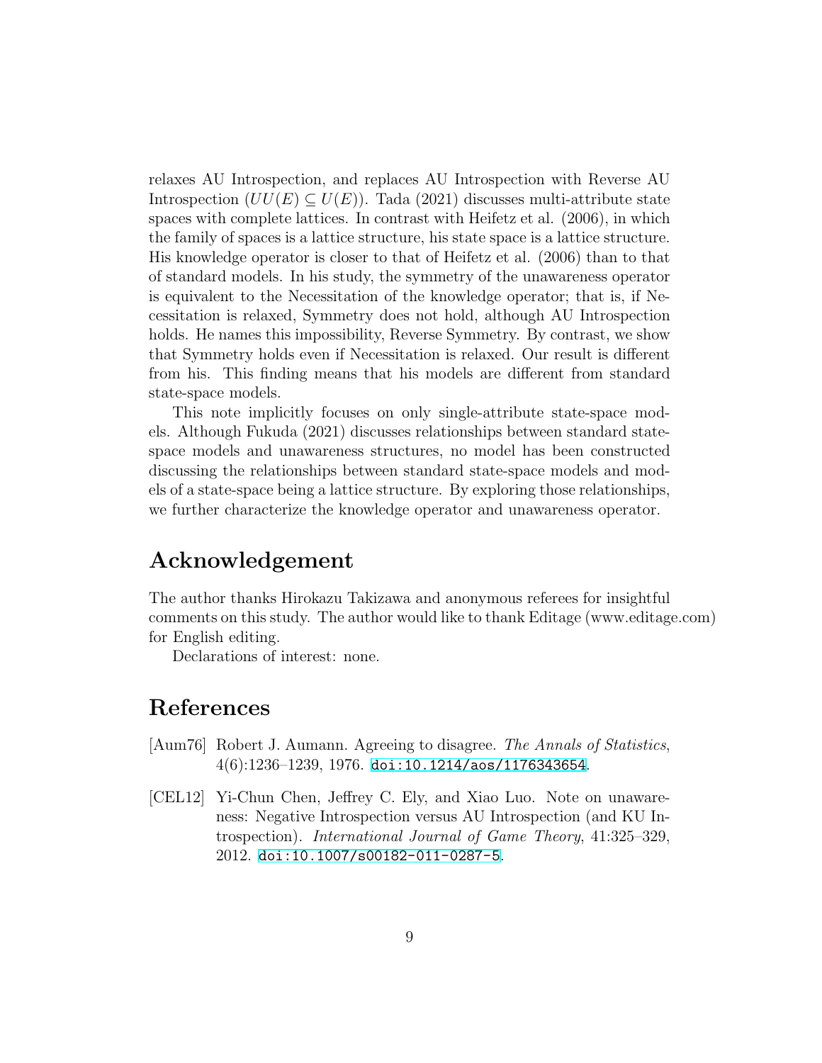relaxes AU Introspection, and replaces AU Introspection with Reverse AU Introspection ($UU(E) \subseteq U(E)$). Tada (2021) discusses multi-attribute state spaces with complete lattices. In contrast with Heifetz et al. (2006), in which the family of spaces is a lattice structure, his state space is a lattice structure. His knowledge operator is closer to that of Heifetz et al. (2006) than to that of standard models. In his study, the symmetry of the unawareness operator is equivalent to the Necessitation of the knowledge operator; that is, if Necessitation is relaxed, Symmetry does not hold, although AU Introspection holds. He names this impossibility, Reverse Symmetry. By contrast, we show that Symmetry holds even if Necessitation is relaxed. Our result is different from his. This finding means that his models are different from standard state-space models.

This note implicitly focuses on only single-attribute state-space models. Although Fukuda (2021) discusses relationships between standard state-space models and unawareness structures, no model has been constructed discussing the relationships between standard state-space models and models of a state-space being a lattice structure. By exploring those relationships, we further characterize the knowledge operator and unawareness operator.

## Acknowledgement

The author thanks Hirokazu Takizawa and anonymous referees for insightful comments on this study. The author would like to thank Editage (www.editage.com) for English editing.

Declarations of interest: none.

## References

[Aum76] Robert J. Aumann. Agreeing to disagree. *The Annals of Statistics*, 4(6):1236–1239, 1976. doi:10.1214/aos/1176343654.

[CEL12] Yi-Chun Chen, Jeffrey C. Ely, and Xiao Luo. Note on unawareness: Negative Introspection versus AU Introspection (and KU Introspection). *International Journal of Game Theory*, 41:325–329, 2012. doi:10.1007/s00182-011-0287-5.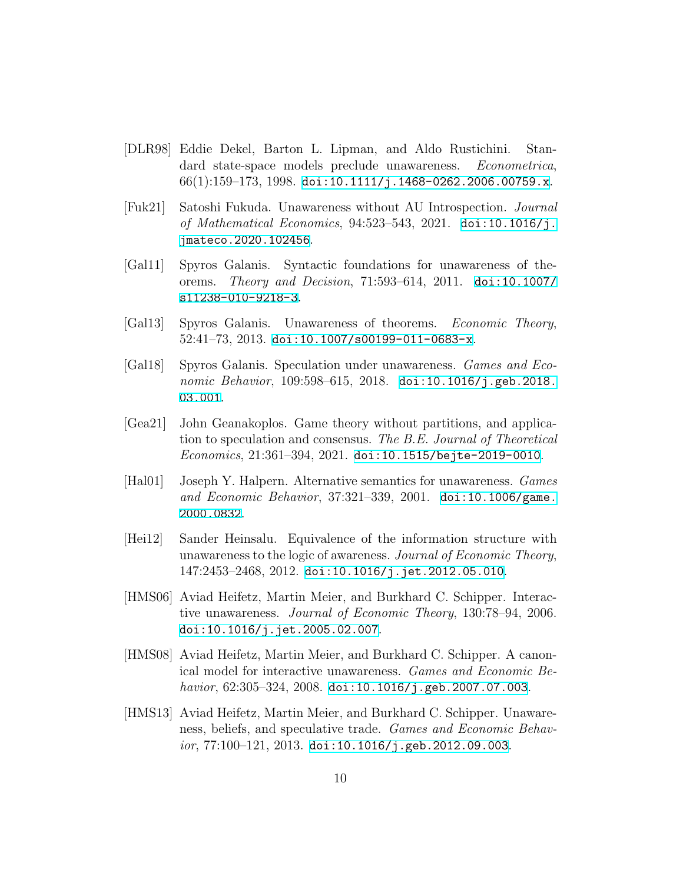[DLR98] Eddie Dekel, Barton L. Lipman, and Aldo Rustichini. Standard state-space models preclude unawareness. *Econometrica*, 66(1):159–173, 1998. doi:10.1111/j.1468-0262.2006.00759.x.

[Fuk21] Satoshi Fukuda. Unawareness without AU Introspection. *Journal of Mathematical Economics*, 94:523–543, 2021. doi:10.1016/j.jmateco.2020.102456.

[Gal11] Spyros Galanis. Syntactic foundations for unawareness of theorems. *Theory and Decision*, 71:593–614, 2011. doi:10.1007/s11238-010-9218-3.

[Gal13] Spyros Galanis. Unawareness of theorems. *Economic Theory*, 52:41–73, 2013. doi:10.1007/s00199-011-0683-x.

[Gal18] Spyros Galanis. Speculation under unawareness. *Games and Economic Behavior*, 109:598–615, 2018. doi:10.1016/j.geb.2018.03.001.

[Gea21] John Geanakoplos. Game theory without partitions, and application to speculation and consensus. *The B.E. Journal of Theoretical Economics*, 21:361–394, 2021. doi:10.1515/bejte-2019-0010.

[Hal01] Joseph Y. Halpern. Alternative semantics for unawareness. *Games and Economic Behavior*, 37:321–339, 2001. doi:10.1006/game.2000.0832.

[Hei12] Sander Heinsalu. Equivalence of the information structure with unawareness to the logic of awareness. *Journal of Economic Theory*, 147:2453–2468, 2012. doi:10.1016/j.jet.2012.05.010.

[HMS06] Aviad Heifetz, Martin Meier, and Burkhard C. Schipper. Interactive unawareness. *Journal of Economic Theory*, 130:78–94, 2006. doi:10.1016/j.jet.2005.02.007.

[HMS08] Aviad Heifetz, Martin Meier, and Burkhard C. Schipper. A canonical model for interactive unawareness. *Games and Economic Behavior*, 62:305–324, 2008. doi:10.1016/j.geb.2007.07.003.

[HMS13] Aviad Heifetz, Martin Meier, and Burkhard C. Schipper. Unawareness, beliefs, and speculative trade. *Games and Economic Behavior*, 77:100–121, 2013. doi:10.1016/j.geb.2012.09.003.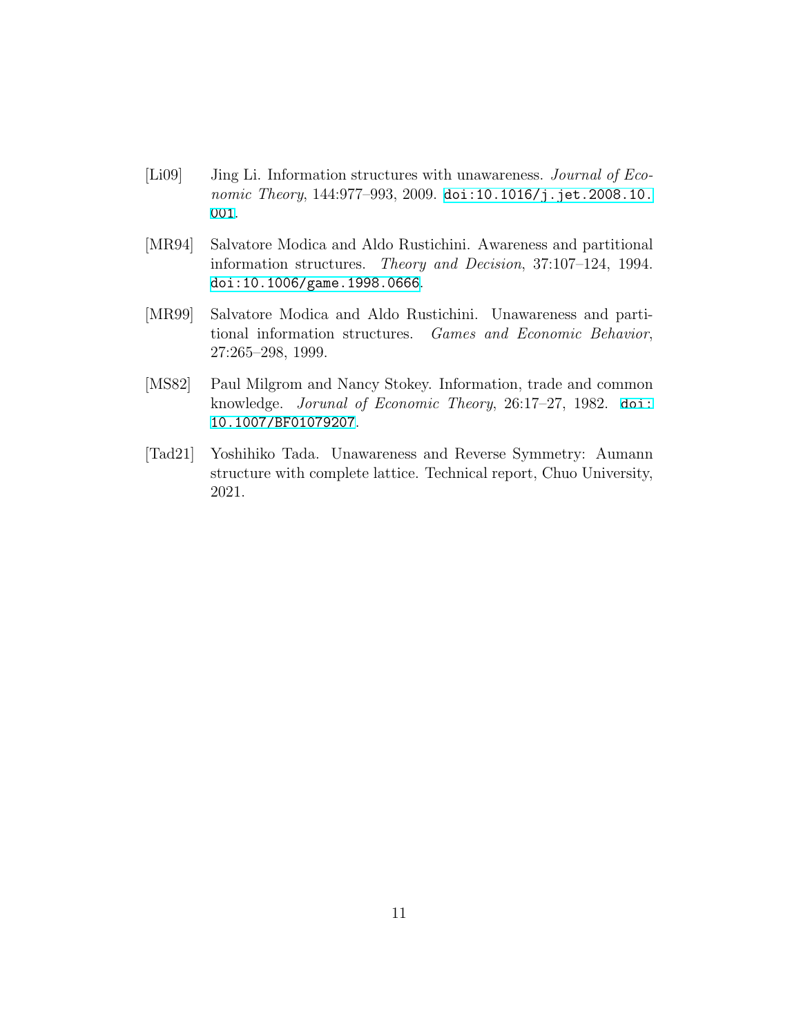[Li09] Jing Li. Information structures with unawareness. *Journal of Economic Theory*, 144:977–993, 2009. doi:10.1016/j.jet.2008.10.001.

[MR94] Salvatore Modica and Aldo Rustichini. Awareness and partitional information structures. *Theory and Decision*, 37:107–124, 1994. doi:10.1006/game.1998.0666.

[MR99] Salvatore Modica and Aldo Rustichini. Unawareness and partitional information structures. *Games and Economic Behavior*, 27:265–298, 1999.

[MS82] Paul Milgrom and Nancy Stokey. Information, trade and common knowledge. *Jorunal of Economic Theory*, 26:17–27, 1982. doi:10.1007/BF01079207.

[Tad21] Yoshihiko Tada. Unawareness and Reverse Symmetry: Aumann structure with complete lattice. Technical report, Chuo University, 2021.